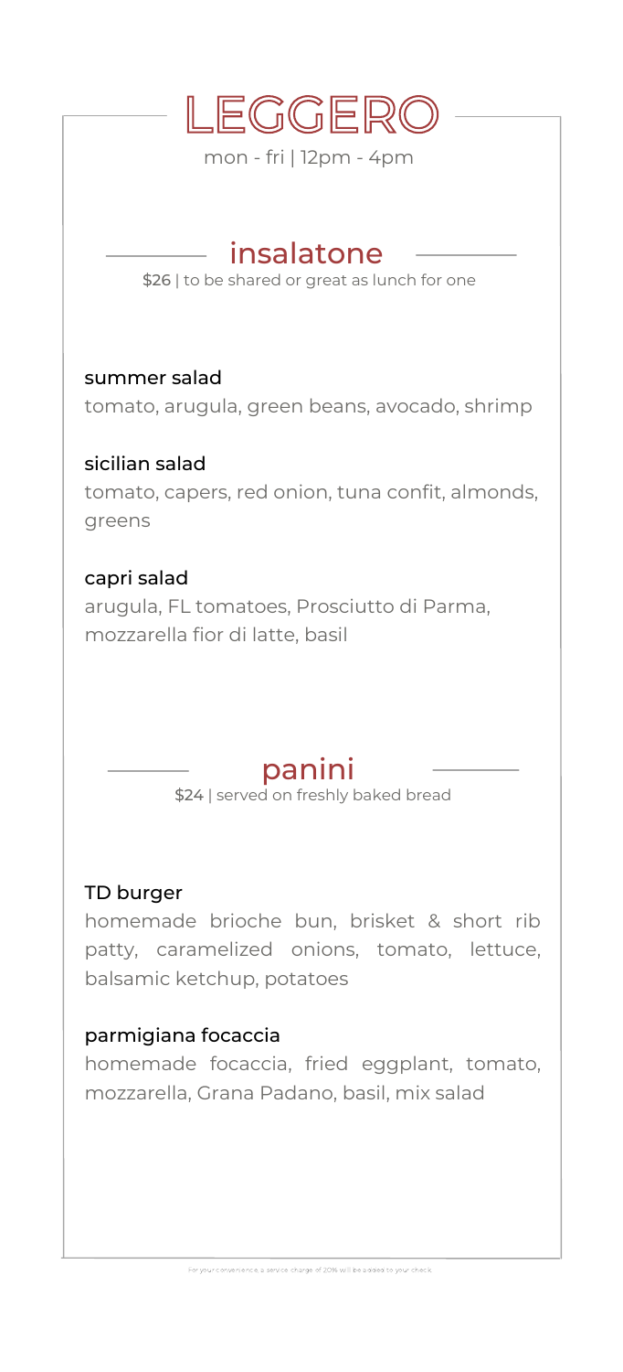# LEGGERO

mon - fri | 12pm - 4pm

## insalatone

$26 | to be shared or great as lunch for one

### summer salad

tomato, arugula, green beans, avocado, shrimp

### sicilian salad

tomato, capers, red onion, tuna confit, almonds, greens

### capri salad

arugula, FL tomatoes, Prosciutto di Parma, mozzarella fior di latte, basil

## panini

$24 | served on freshly baked bread

### TD burger

homemade brioche bun, brisket & short rib patty, caramelized onions, tomato, lettuce, balsamic ketchup, potatoes

### parmigiana focaccia

homemade focaccia, fried eggplant, tomato, mozzarella, Grana Padano, basil, mix salad

For your convenience a service charge of 20% will be added to your check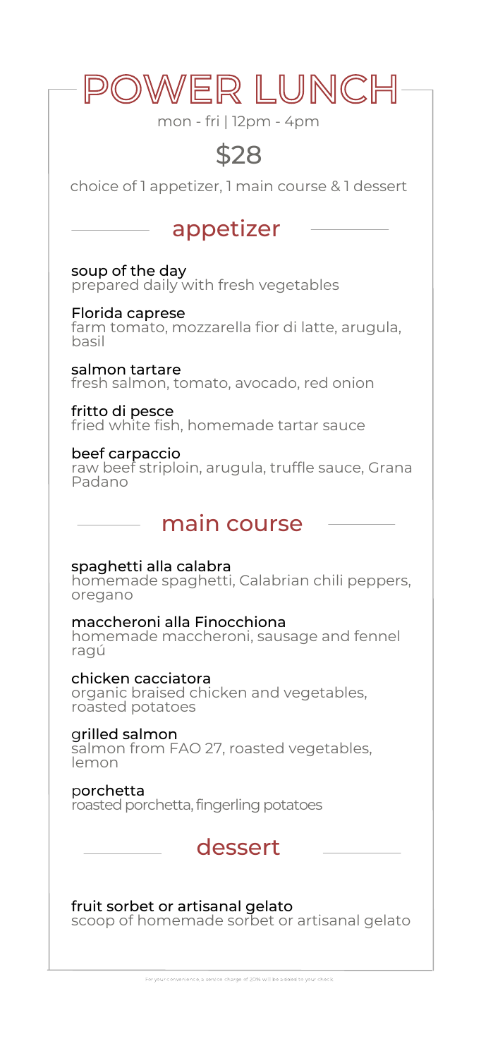# POWER LUNCH

mon - fri | 12pm - 4pm

$28

choice of 1 appetizer, 1 main course & 1 dessert

## appetizer

**soup of the day**
prepared daily with fresh vegetables

**Florida caprese**
farm tomato, mozzarella fior di latte, arugula, basil

**salmon tartare**
fresh salmon, tomato, avocado, red onion

**fritto di pesce**
fried white fish, homemade tartar sauce

**beef carpaccio**
raw beef striploin, arugula, truffle sauce, Grana Padano

## main course

**spaghetti alla calabra**
homemade spaghetti, Calabrian chili peppers, oregano

**maccheroni alla Finocchiona**
homemade maccheroni, sausage and fennel ragú

**chicken cacciatora**
organic braised chicken and vegetables, roasted potatoes

**grilled salmon**
salmon from FAO 27, roasted vegetables, lemon

**porchetta**
roasted porchetta, fingerling potatoes

## dessert

**fruit sorbet or artisanal gelato**
scoop of homemade sorbet or artisanal gelato

For your convenience a service charge of 20% will be added to your check.